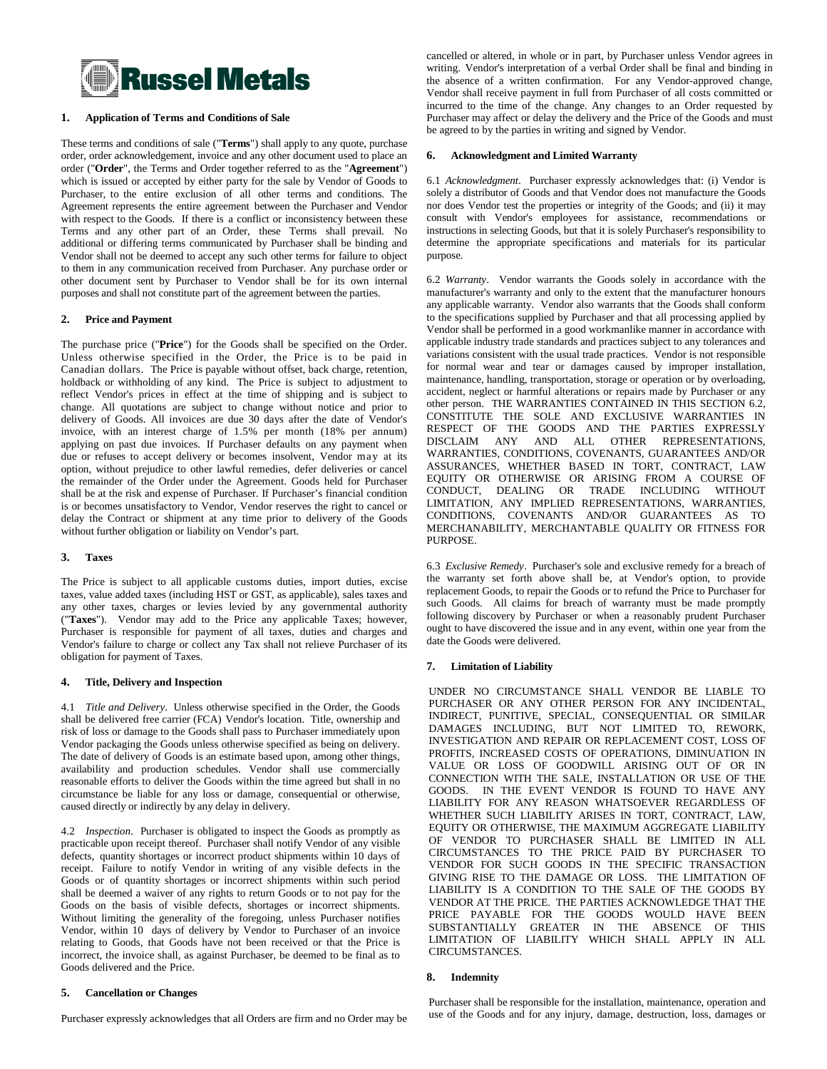# Russel Metals

## 1. Application of Terms and Conditions of Sale

These terms and conditions of sale ("**Terms**") shall apply to any quote, purchase order, order acknowledgement, invoice and any other document used to place an order ("**Order**", the Terms and Order together referred to as the "**Agreement**") which is issued or accepted by either party for the sale by Vendor of Goods to Purchaser, to the entire exclusion of all other terms and conditions. The Agreement represents the entire agreement between the Purchaser and Vendor with respect to the Goods. If there is a conflict or inconsistency between these Terms and any other part of an Order, these Terms shall prevail. No additional or differing terms communicated by Purchaser shall be binding and Vendor shall not be deemed to accept any such other terms for failure to object to them in any communication received from Purchaser. Any purchase order or other document sent by Purchaser to Vendor shall be for its own internal purposes and shall not constitute part of the agreement between the parties.

## 2. Price and Payment

The purchase price ("**Price**") for the Goods shall be specified on the Order. Unless otherwise specified in the Order, the Price is to be paid in Canadian dollars. The Price is payable without offset, back charge, retention, holdback or withholding of any kind. The Price is subject to adjustment to reflect Vendor's prices in effect at the time of shipping and is subject to change. All quotations are subject to change without notice and prior to delivery of Goods. All invoices are due 30 days after the date of Vendor's invoice, with an interest charge of 1.5% per month (18% per annum) applying on past due invoices. If Purchaser defaults on any payment when due or refuses to accept delivery or becomes insolvent, Vendor may at its option, without prejudice to other lawful remedies, defer deliveries or cancel the remainder of the Order under the Agreement. Goods held for Purchaser shall be at the risk and expense of Purchaser. If Purchaser's financial condition is or becomes unsatisfactory to Vendor, Vendor reserves the right to cancel or delay the Contract or shipment at any time prior to delivery of the Goods without further obligation or liability on Vendor's part.

## 3. Taxes

The Price is subject to all applicable customs duties, import duties, excise taxes, value added taxes (including HST or GST, as applicable), sales taxes and any other taxes, charges or levies levied by any governmental authority ("**Taxes**"). Vendor may add to the Price any applicable Taxes; however, Purchaser is responsible for payment of all taxes, duties and charges and Vendor's failure to charge or collect any Tax shall not relieve Purchaser of its obligation for payment of Taxes.

## 4. Title, Delivery and Inspection

4.1 *Title and Delivery*. Unless otherwise specified in the Order, the Goods shall be delivered free carrier (FCA) Vendor's location. Title, ownership and risk of loss or damage to the Goods shall pass to Purchaser immediately upon Vendor packaging the Goods unless otherwise specified as being on delivery. The date of delivery of Goods is an estimate based upon, among other things, availability and production schedules. Vendor shall use commercially reasonable efforts to deliver the Goods within the time agreed but shall in no circumstance be liable for any loss or damage, consequential or otherwise, caused directly or indirectly by any delay in delivery.

4.2 *Inspection*. Purchaser is obligated to inspect the Goods as promptly as practicable upon receipt thereof. Purchaser shall notify Vendor of any visible defects, quantity shortages or incorrect product shipments within 10 days of receipt. Failure to notify Vendor in writing of any visible defects in the Goods or of quantity shortages or incorrect shipments within such period shall be deemed a waiver of any rights to return Goods or to not pay for the Goods on the basis of visible defects, shortages or incorrect shipments. Without limiting the generality of the foregoing, unless Purchaser notifies Vendor, within 10 days of delivery by Vendor to Purchaser of an invoice relating to Goods, that Goods have not been received or that the Price is incorrect, the invoice shall, as against Purchaser, be deemed to be final as to Goods delivered and the Price.

## 5. Cancellation or Changes

Purchaser expressly acknowledges that all Orders are firm and no Order may be cancelled or altered, in whole or in part, by Purchaser unless Vendor agrees in writing. Vendor's interpretation of a verbal Order shall be final and binding in the absence of a written confirmation. For any Vendor-approved change, Vendor shall receive payment in full from Purchaser of all costs committed or incurred to the time of the change. Any changes to an Order requested by Purchaser may affect or delay the delivery and the Price of the Goods and must be agreed to by the parties in writing and signed by Vendor.

## 6. Acknowledgment and Limited Warranty

6.1 *Acknowledgment*. Purchaser expressly acknowledges that: (i) Vendor is solely a distributor of Goods and that Vendor does not manufacture the Goods nor does Vendor test the properties or integrity of the Goods; and (ii) it may consult with Vendor's employees for assistance, recommendations or instructions in selecting Goods, but that it is solely Purchaser's responsibility to determine the appropriate specifications and materials for its particular purpose.

6.2 *Warranty*. Vendor warrants the Goods solely in accordance with the manufacturer's warranty and only to the extent that the manufacturer honours any applicable warranty. Vendor also warrants that the Goods shall conform to the specifications supplied by Purchaser and that all processing applied by Vendor shall be performed in a good workmanlike manner in accordance with applicable industry trade standards and practices subject to any tolerances and variations consistent with the usual trade practices. Vendor is not responsible for normal wear and tear or damages caused by improper installation, maintenance, handling, transportation, storage or operation or by overloading, accident, neglect or harmful alterations or repairs made by Purchaser or any other person. THE WARRANTIES CONTAINED IN THIS SECTION 6.2, CONSTITUTE THE SOLE AND EXCLUSIVE WARRANTIES IN RESPECT OF THE GOODS AND THE PARTIES EXPRESSLY DISCLAIM ANY AND ALL OTHER REPRESENTATIONS, WARRANTIES, CONDITIONS, COVENANTS, GUARANTEES AND/OR ASSURANCES, WHETHER BASED IN TORT, CONTRACT, LAW EQUITY OR OTHERWISE OR ARISING FROM A COURSE OF CONDUCT, DEALING OR TRADE INCLUDING WITHOUT LIMITATION, ANY IMPLIED REPRESENTATIONS, WARRANTIES, CONDITIONS, COVENANTS AND/OR GUARANTEES AS TO MERCHANABILITY, MERCHANTABLE QUALITY OR FITNESS FOR PURPOSE.

6.3 *Exclusive Remedy*. Purchaser's sole and exclusive remedy for a breach of the warranty set forth above shall be, at Vendor's option, to provide replacement Goods, to repair the Goods or to refund the Price to Purchaser for such Goods. All claims for breach of warranty must be made promptly following discovery by Purchaser or when a reasonably prudent Purchaser ought to have discovered the issue and in any event, within one year from the date the Goods were delivered.

## 7. Limitation of Liability

UNDER NO CIRCUMSTANCE SHALL VENDOR BE LIABLE TO PURCHASER OR ANY OTHER PERSON FOR ANY INCIDENTAL, INDIRECT, PUNITIVE, SPECIAL, CONSEQUENTIAL OR SIMILAR DAMAGES INCLUDING, BUT NOT LIMITED TO, REWORK, INVESTIGATION AND REPAIR OR REPLACEMENT COST, LOSS OF PROFITS, INCREASED COSTS OF OPERATIONS, DIMINUATION IN VALUE OR LOSS OF GOODWILL ARISING OUT OF OR IN CONNECTION WITH THE SALE, INSTALLATION OR USE OF THE GOODS. IN THE EVENT VENDOR IS FOUND TO HAVE ANY LIABILITY FOR ANY REASON WHATSOEVER REGARDLESS OF WHETHER SUCH LIABILITY ARISES IN TORT, CONTRACT, LAW, EQUITY OR OTHERWISE, THE MAXIMUM AGGREGATE LIABILITY OF VENDOR TO PURCHASER SHALL BE LIMITED IN ALL CIRCUMSTANCES TO THE PRICE PAID BY PURCHASER TO VENDOR FOR SUCH GOODS IN THE SPECIFIC TRANSACTION GIVING RISE TO THE DAMAGE OR LOSS. THE LIMITATION OF LIABILITY IS A CONDITION TO THE SALE OF THE GOODS BY VENDOR AT THE PRICE. THE PARTIES ACKNOWLEDGE THAT THE PRICE PAYABLE FOR THE GOODS WOULD HAVE BEEN SUBSTANTIALLY GREATER IN THE ABSENCE OF THIS LIMITATION OF LIABILITY WHICH SHALL APPLY IN ALL CIRCUMSTANCES.

## 8. Indemnity

Purchaser shall be responsible for the installation, maintenance, operation and use of the Goods and for any injury, damage, destruction, loss, damages or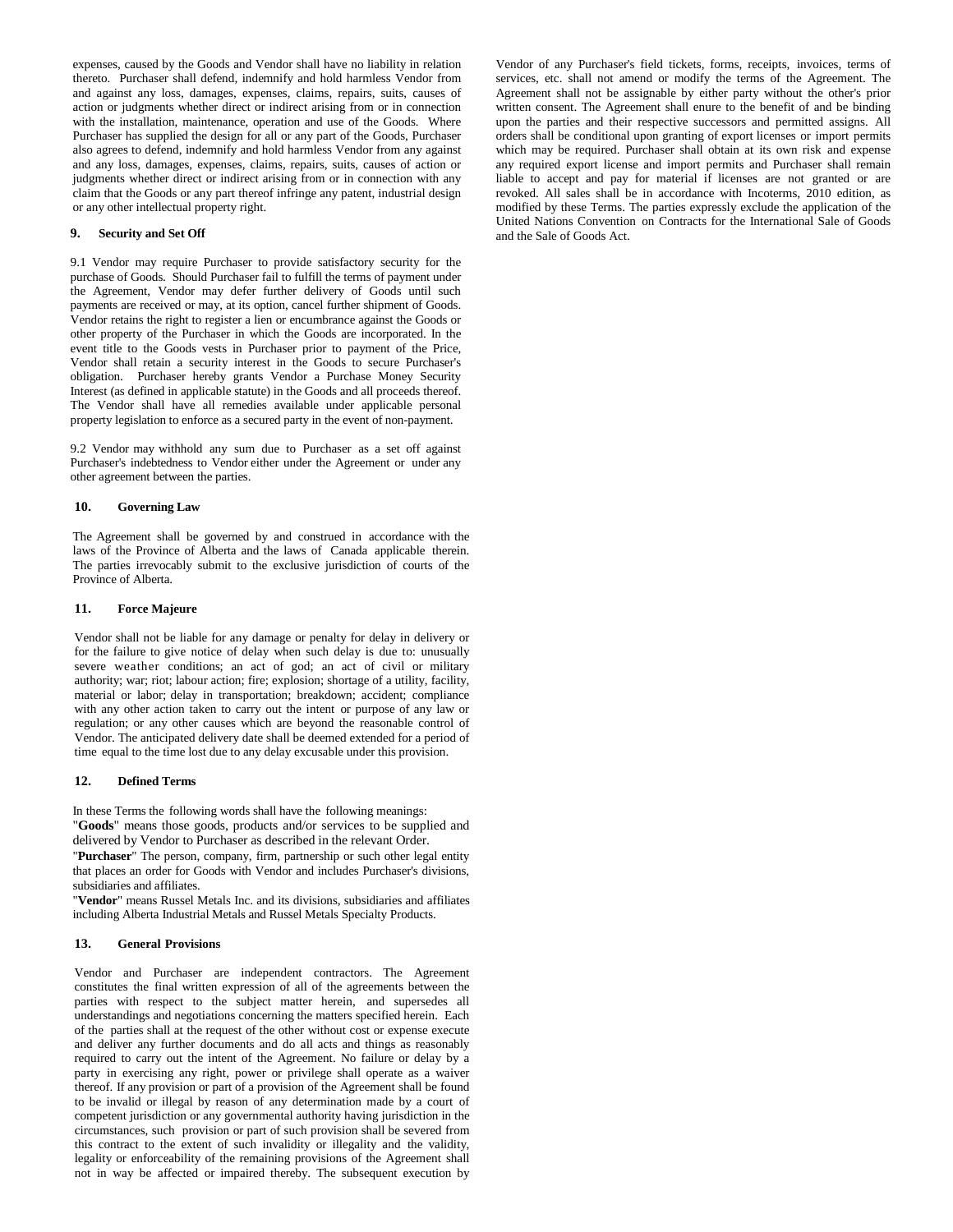expenses, caused by the Goods and Vendor shall have no liability in relation thereto. Purchaser shall defend, indemnify and hold harmless Vendor from and against any loss, damages, expenses, claims, repairs, suits, causes of action or judgments whether direct or indirect arising from or in connection with the installation, maintenance, operation and use of the Goods. Where Purchaser has supplied the design for all or any part of the Goods, Purchaser also agrees to defend, indemnify and hold harmless Vendor from any against and any loss, damages, expenses, claims, repairs, suits, causes of action or judgments whether direct or indirect arising from or in connection with any claim that the Goods or any part thereof infringe any patent, industrial design or any other intellectual property right.

## 9. Security and Set Off

9.1 Vendor may require Purchaser to provide satisfactory security for the purchase of Goods. Should Purchaser fail to fulfill the terms of payment under the Agreement, Vendor may defer further delivery of Goods until such payments are received or may, at its option, cancel further shipment of Goods. Vendor retains the right to register a lien or encumbrance against the Goods or other property of the Purchaser in which the Goods are incorporated. In the event title to the Goods vests in Purchaser prior to payment of the Price, Vendor shall retain a security interest in the Goods to secure Purchaser's obligation. Purchaser hereby grants Vendor a Purchase Money Security Interest (as defined in applicable statute) in the Goods and all proceeds thereof. The Vendor shall have all remedies available under applicable personal property legislation to enforce as a secured party in the event of non-payment.

9.2 Vendor may withhold any sum due to Purchaser as a set off against Purchaser's indebtedness to Vendor either under the Agreement or under any other agreement between the parties.

## 10. Governing Law

The Agreement shall be governed by and construed in accordance with the laws of the Province of Alberta and the laws of Canada applicable therein. The parties irrevocably submit to the exclusive jurisdiction of courts of the Province of Alberta.

## 11. Force Majeure

Vendor shall not be liable for any damage or penalty for delay in delivery or for the failure to give notice of delay when such delay is due to: unusually severe weather conditions; an act of god; an act of civil or military authority; war; riot; labour action; fire; explosion; shortage of a utility, facility, material or labor; delay in transportation; breakdown; accident; compliance with any other action taken to carry out the intent or purpose of any law or regulation; or any other causes which are beyond the reasonable control of Vendor. The anticipated delivery date shall be deemed extended for a period of time equal to the time lost due to any delay excusable under this provision.

## 12. Defined Terms

In these Terms the following words shall have the following meanings:

"**Goods**" means those goods, products and/or services to be supplied and delivered by Vendor to Purchaser as described in the relevant Order.

"**Purchaser**" The person, company, firm, partnership or such other legal entity that places an order for Goods with Vendor and includes Purchaser's divisions, subsidiaries and affiliates.

"**Vendor**" means Russel Metals Inc. and its divisions, subsidiaries and affiliates including Alberta Industrial Metals and Russel Metals Specialty Products.

## 13. General Provisions

Vendor and Purchaser are independent contractors. The Agreement constitutes the final written expression of all of the agreements between the parties with respect to the subject matter herein, and supersedes all understandings and negotiations concerning the matters specified herein. Each of the parties shall at the request of the other without cost or expense execute and deliver any further documents and do all acts and things as reasonably required to carry out the intent of the Agreement. No failure or delay by a party in exercising any right, power or privilege shall operate as a waiver thereof. If any provision or part of a provision of the Agreement shall be found to be invalid or illegal by reason of any determination made by a court of competent jurisdiction or any governmental authority having jurisdiction in the circumstances, such provision or part of such provision shall be severed from this contract to the extent of such invalidity or illegality and the validity, legality or enforceability of the remaining provisions of the Agreement shall not in way be affected or impaired thereby. The subsequent execution by Vendor of any Purchaser's field tickets, forms, receipts, invoices, terms of services, etc. shall not amend or modify the terms of the Agreement. The Agreement shall not be assignable by either party without the other's prior written consent. The Agreement shall enure to the benefit of and be binding upon the parties and their respective successors and permitted assigns. All orders shall be conditional upon granting of export licenses or import permits which may be required. Purchaser shall obtain at its own risk and expense any required export license and import permits and Purchaser shall remain liable to accept and pay for material if licenses are not granted or are revoked. All sales shall be in accordance with Incoterms, 2010 edition, as modified by these Terms. The parties expressly exclude the application of the United Nations Convention on Contracts for the International Sale of Goods and the Sale of Goods Act.